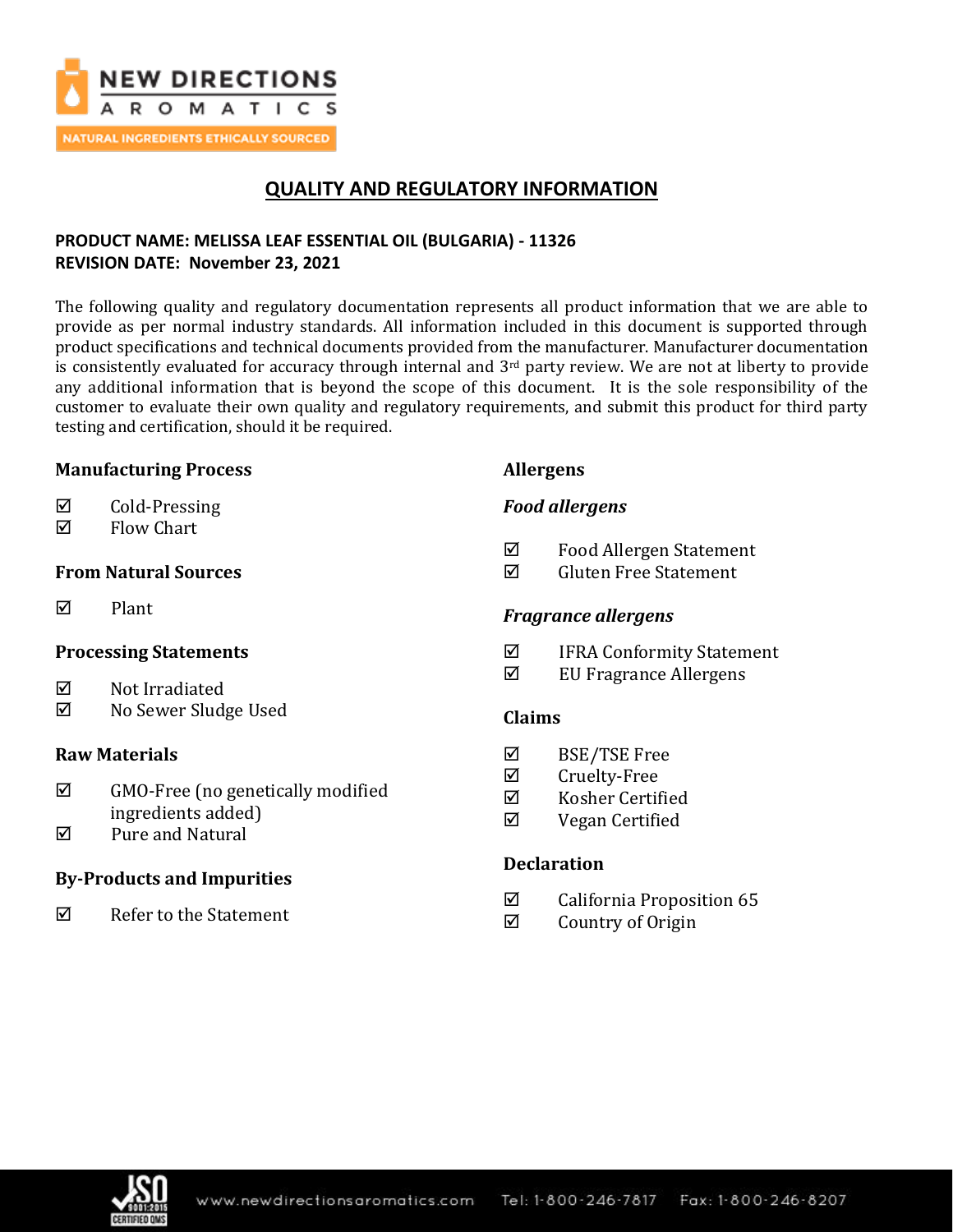# QUALITY AND REGULATORY INFORMATION

**PRODUCT NAME: MELISSA LEAF ESSENTIAL OIL (BULGARIA) - 11326**
**REVISION DATE: November 23, 2021**

The following quality and regulatory documentation represents all product information that we are able to provide as per normal industry standards. All information included in this document is supported through product specifications and technical documents provided from the manufacturer. Manufacturer documentation is consistently evaluated for accuracy through internal and 3rd party review. We are not at liberty to provide any additional information that is beyond the scope of this document. It is the sole responsibility of the customer to evaluate their own quality and regulatory requirements, and submit this product for third party testing and certification, should it be required.

### Manufacturing Process

- ☑ Cold-Pressing
- ☑ Flow Chart

### From Natural Sources

- ☑ Plant

### Processing Statements

- ☑ Not Irradiated
- ☑ No Sewer Sludge Used

### Raw Materials

- ☑ GMO-Free (no genetically modified ingredients added)
- ☑ Pure and Natural

### By-Products and Impurities

- ☑ Refer to the Statement

### Allergens

#### *Food allergens*

- ☑ Food Allergen Statement
- ☑ Gluten Free Statement

#### *Fragrance allergens*

- ☑ IFRA Conformity Statement
- ☑ EU Fragrance Allergens

### Claims

- ☑ BSE/TSE Free
- ☑ Cruelty-Free
- ☑ Kosher Certified
- ☑ Vegan Certified

### Declaration

- ☑ California Proposition 65
- ☑ Country of Origin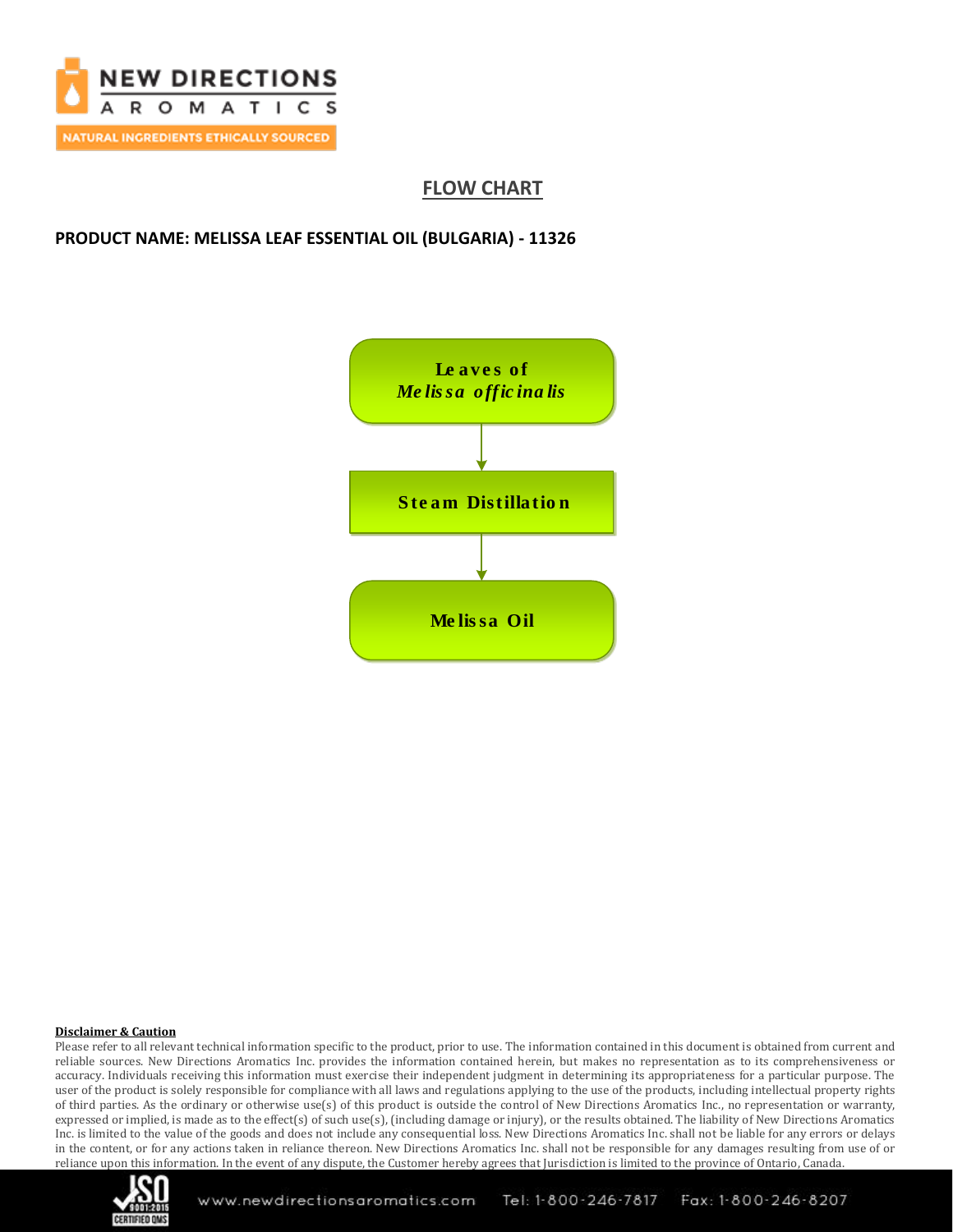## FLOW CHART

**PRODUCT NAME: MELISSA LEAF ESSENTIAL OIL (BULGARIA) - 11326**

**Leaves of**
***Melissa officinalis***

↓

**Steam Distillation**

↓

**Melissa Oil**

**Disclaimer & Caution**

Please refer to all relevant technical information specific to the product, prior to use. The information contained in this document is obtained from current and reliable sources. New Directions Aromatics Inc. provides the information contained herein, but makes no representation as to its comprehensiveness or accuracy. Individuals receiving this information must exercise their independent judgment in determining its appropriateness for a particular purpose. The user of the product is solely responsible for compliance with all laws and regulations applying to the use of the products, including intellectual property rights of third parties. As the ordinary or otherwise use(s) of this product is outside the control of New Directions Aromatics Inc., no representation or warranty, expressed or implied, is made as to the effect(s) of such use(s), (including damage or injury), or the results obtained. The liability of New Directions Aromatics Inc. is limited to the value of the goods and does not include any consequential loss. New Directions Aromatics Inc. shall not be liable for any errors or delays in the content, or for any actions taken in reliance thereon. New Directions Aromatics Inc. shall not be responsible for any damages resulting from use of or reliance upon this information. In the event of any dispute, the Customer hereby agrees that Jurisdiction is limited to the province of Ontario, Canada.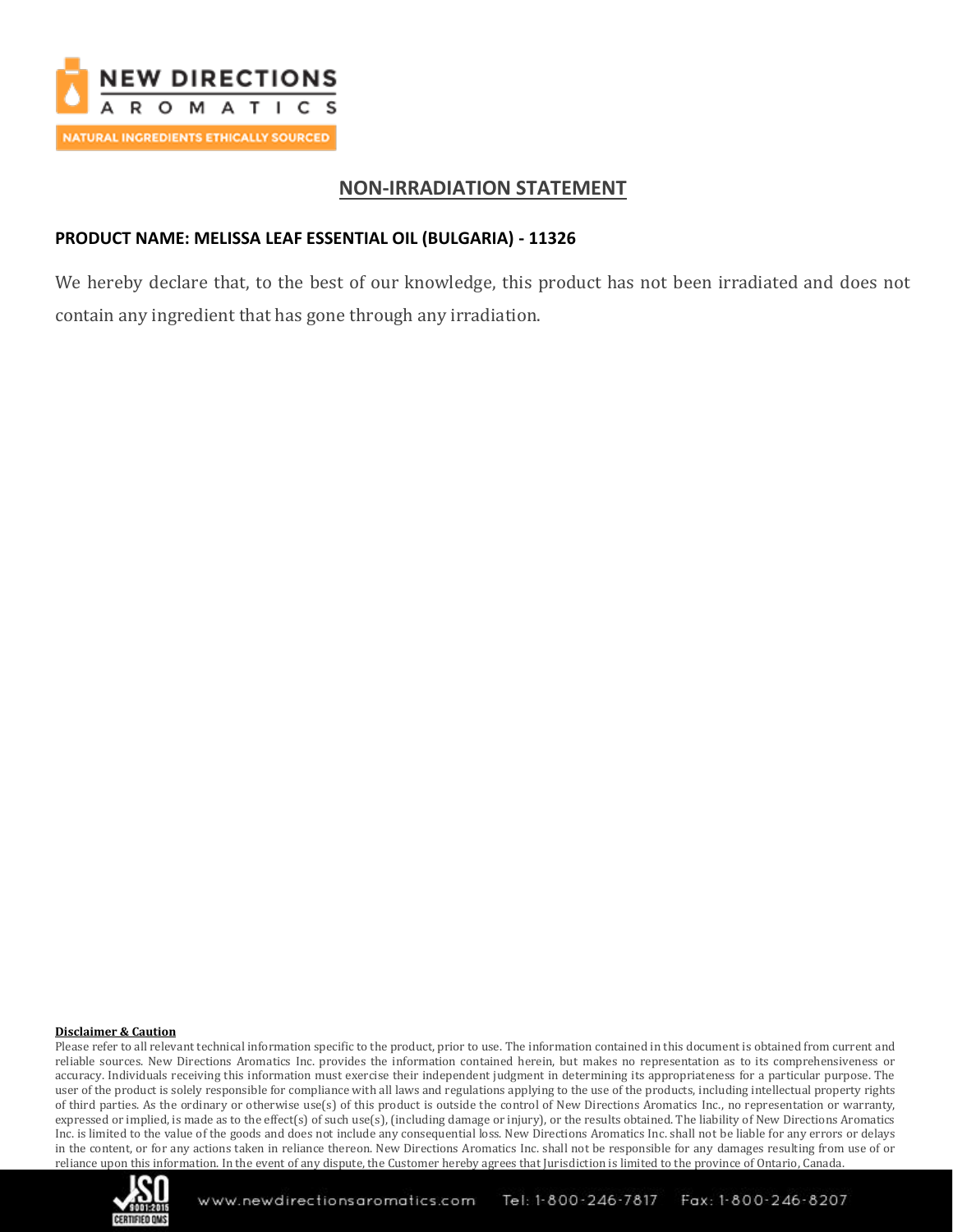# NON-IRRADIATION STATEMENT

**PRODUCT NAME: MELISSA LEAF ESSENTIAL OIL (BULGARIA) - 11326**

We hereby declare that, to the best of our knowledge, this product has not been irradiated and does not contain any ingredient that has gone through any irradiation.

**Disclaimer & Caution**

Please refer to all relevant technical information specific to the product, prior to use. The information contained in this document is obtained from current and reliable sources. New Directions Aromatics Inc. provides the information contained herein, but makes no representation as to its comprehensiveness or accuracy. Individuals receiving this information must exercise their independent judgment in determining its appropriateness for a particular purpose. The user of the product is solely responsible for compliance with all laws and regulations applying to the use of the products, including intellectual property rights of third parties. As the ordinary or otherwise use(s) of this product is outside the control of New Directions Aromatics Inc., no representation or warranty, expressed or implied, is made as to the effect(s) of such use(s), (including damage or injury), or the results obtained. The liability of New Directions Aromatics Inc. is limited to the value of the goods and does not include any consequential loss. New Directions Aromatics Inc. shall not be liable for any errors or delays in the content, or for any actions taken in reliance thereon. New Directions Aromatics Inc. shall not be responsible for any damages resulting from use of or reliance upon this information. In the event of any dispute, the Customer hereby agrees that Jurisdiction is limited to the province of Ontario, Canada.

www.newdirectionsaromatics.com Tel: 1-800-246-7817 Fax: 1-800-246-8207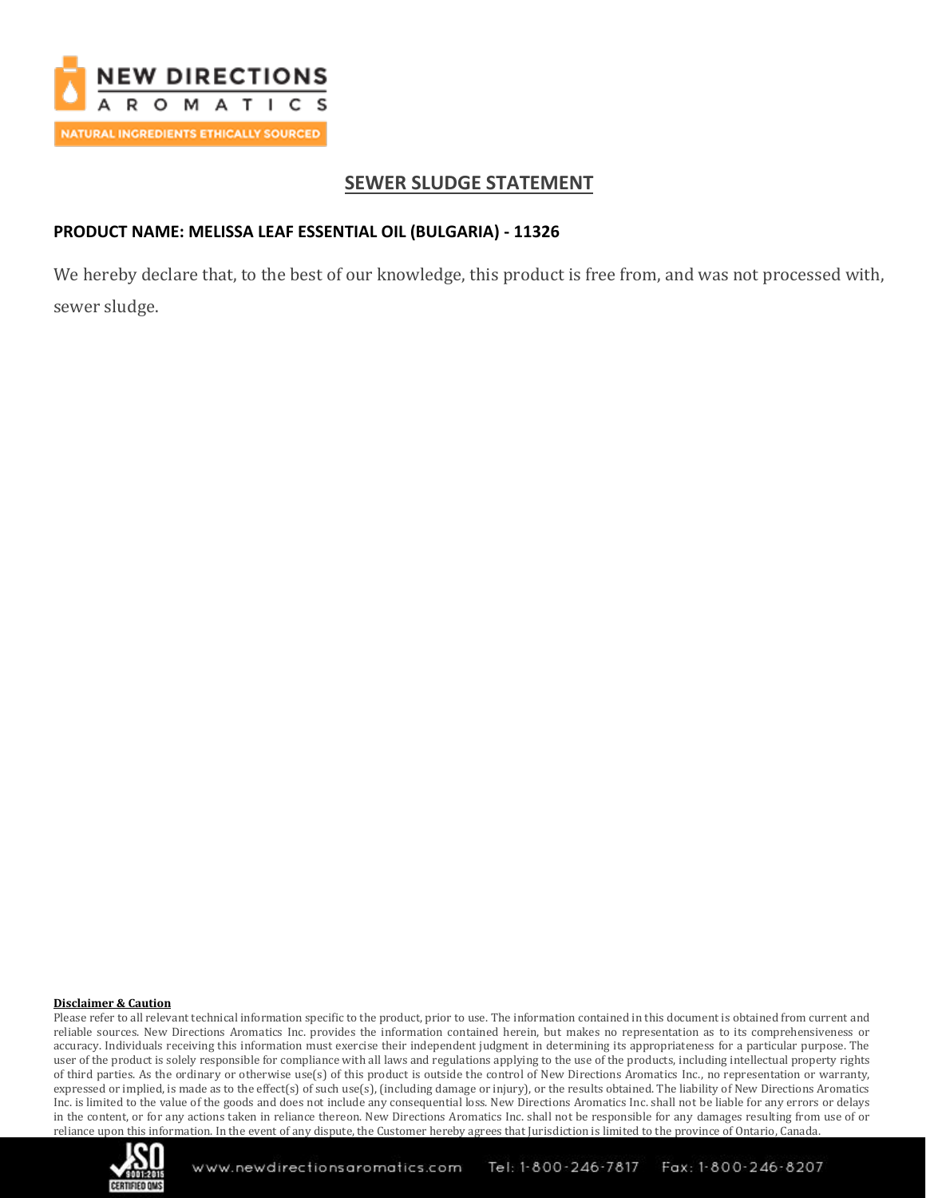NEW DIRECTIONS AROMATICS
NATURAL INGREDIENTS ETHICALLY SOURCED

## SEWER SLUDGE STATEMENT

**PRODUCT NAME: MELISSA LEAF ESSENTIAL OIL (BULGARIA) - 11326**

We hereby declare that, to the best of our knowledge, this product is free from, and was not processed with, sewer sludge.

**Disclaimer & Caution**

Please refer to all relevant technical information specific to the product, prior to use. The information contained in this document is obtained from current and reliable sources. New Directions Aromatics Inc. provides the information contained herein, but makes no representation as to its comprehensiveness or accuracy. Individuals receiving this information must exercise their independent judgment in determining its appropriateness for a particular purpose. The user of the product is solely responsible for compliance with all laws and regulations applying to the use of the products, including intellectual property rights of third parties. As the ordinary or otherwise use(s) of this product is outside the control of New Directions Aromatics Inc., no representation or warranty, expressed or implied, is made as to the effect(s) of such use(s), (including damage or injury), or the results obtained. The liability of New Directions Aromatics Inc. is limited to the value of the goods and does not include any consequential loss. New Directions Aromatics Inc. shall not be liable for any errors or delays in the content, or for any actions taken in reliance thereon. New Directions Aromatics Inc. shall not be responsible for any damages resulting from use of or reliance upon this information. In the event of any dispute, the Customer hereby agrees that Jurisdiction is limited to the province of Ontario, Canada.

www.newdirectionsaromatics.com Tel: 1-800-246-7817 Fax: 1-800-246-8207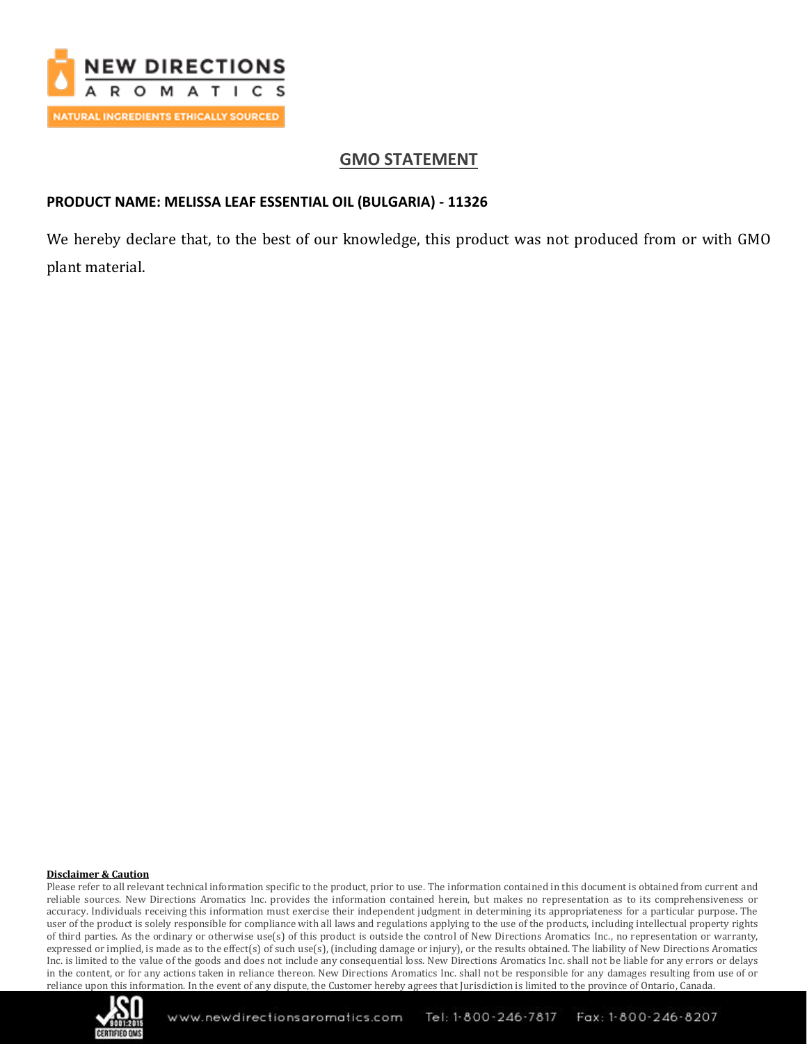## GMO STATEMENT

**PRODUCT NAME: MELISSA LEAF ESSENTIAL OIL (BULGARIA) - 11326**

We hereby declare that, to the best of our knowledge, this product was not produced from or with GMO plant material.

**Disclaimer & Caution**

Please refer to all relevant technical information specific to the product, prior to use. The information contained in this document is obtained from current and reliable sources. New Directions Aromatics Inc. provides the information contained herein, but makes no representation as to its comprehensiveness or accuracy. Individuals receiving this information must exercise their independent judgment in determining its appropriateness for a particular purpose. The user of the product is solely responsible for compliance with all laws and regulations applying to the use of the products, including intellectual property rights of third parties. As the ordinary or otherwise use(s) of this product is outside the control of New Directions Aromatics Inc., no representation or warranty, expressed or implied, is made as to the effect(s) of such use(s), (including damage or injury), or the results obtained. The liability of New Directions Aromatics Inc. is limited to the value of the goods and does not include any consequential loss. New Directions Aromatics Inc. shall not be liable for any errors or delays in the content, or for any actions taken in reliance thereon. New Directions Aromatics Inc. shall not be responsible for any damages resulting from use of or reliance upon this information. In the event of any dispute, the Customer hereby agrees that Jurisdiction is limited to the province of Ontario, Canada.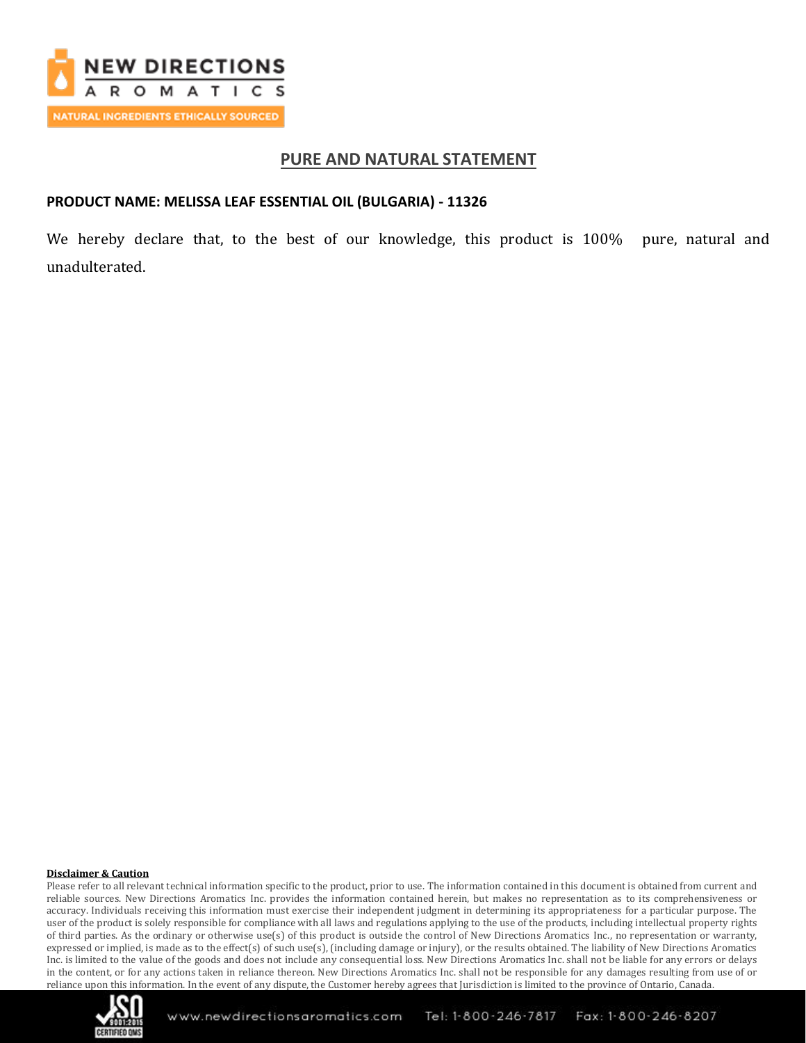## PURE AND NATURAL STATEMENT

**PRODUCT NAME: MELISSA LEAF ESSENTIAL OIL (BULGARIA) - 11326**

We hereby declare that, to the best of our knowledge, this product is 100% pure, natural and unadulterated.

**Disclaimer & Caution**

Please refer to all relevant technical information specific to the product, prior to use. The information contained in this document is obtained from current and reliable sources. New Directions Aromatics Inc. provides the information contained herein, but makes no representation as to its comprehensiveness or accuracy. Individuals receiving this information must exercise their independent judgment in determining its appropriateness for a particular purpose. The user of the product is solely responsible for compliance with all laws and regulations applying to the use of the products, including intellectual property rights of third parties. As the ordinary or otherwise use(s) of this product is outside the control of New Directions Aromatics Inc., no representation or warranty, expressed or implied, is made as to the effect(s) of such use(s), (including damage or injury), or the results obtained. The liability of New Directions Aromatics Inc. is limited to the value of the goods and does not include any consequential loss. New Directions Aromatics Inc. shall not be liable for any errors or delays in the content, or for any actions taken in reliance thereon. New Directions Aromatics Inc. shall not be responsible for any damages resulting from use of or reliance upon this information. In the event of any dispute, the Customer hereby agrees that Jurisdiction is limited to the province of Ontario, Canada.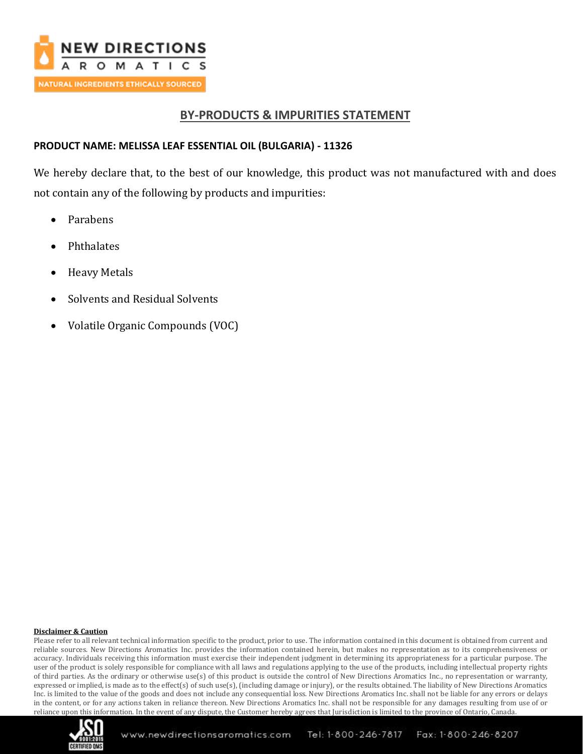# BY-PRODUCTS & IMPURITIES STATEMENT

**PRODUCT NAME: MELISSA LEAF ESSENTIAL OIL (BULGARIA) - 11326**

We hereby declare that, to the best of our knowledge, this product was not manufactured with and does not contain any of the following by products and impurities:

- Parabens
- Phthalates
- Heavy Metals
- Solvents and Residual Solvents
- Volatile Organic Compounds (VOC)

**Disclaimer & Caution**

Please refer to all relevant technical information specific to the product, prior to use. The information contained in this document is obtained from current and reliable sources. New Directions Aromatics Inc. provides the information contained herein, but makes no representation as to its comprehensiveness or accuracy. Individuals receiving this information must exercise their independent judgment in determining its appropriateness for a particular purpose. The user of the product is solely responsible for compliance with all laws and regulations applying to the use of the products, including intellectual property rights of third parties. As the ordinary or otherwise use(s) of this product is outside the control of New Directions Aromatics Inc., no representation or warranty, expressed or implied, is made as to the effect(s) of such use(s), (including damage or injury), or the results obtained. The liability of New Directions Aromatics Inc. is limited to the value of the goods and does not include any consequential loss. New Directions Aromatics Inc. shall not be liable for any errors or delays in the content, or for any actions taken in reliance thereon. New Directions Aromatics Inc. shall not be responsible for any damages resulting from use of or reliance upon this information. In the event of any dispute, the Customer hereby agrees that Jurisdiction is limited to the province of Ontario, Canada.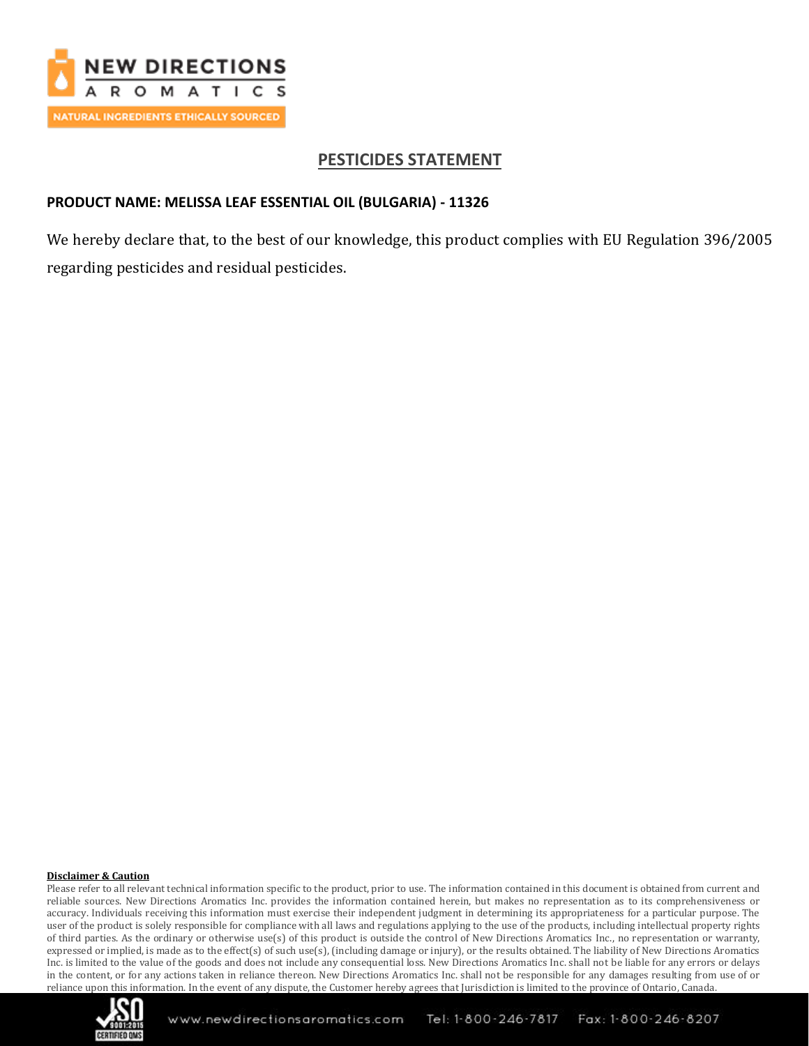# PESTICIDES STATEMENT

**PRODUCT NAME: MELISSA LEAF ESSENTIAL OIL (BULGARIA) - 11326**

We hereby declare that, to the best of our knowledge, this product complies with EU Regulation 396/2005 regarding pesticides and residual pesticides.

**Disclaimer & Caution**

Please refer to all relevant technical information specific to the product, prior to use. The information contained in this document is obtained from current and reliable sources. New Directions Aromatics Inc. provides the information contained herein, but makes no representation as to its comprehensiveness or accuracy. Individuals receiving this information must exercise their independent judgment in determining its appropriateness for a particular purpose. The user of the product is solely responsible for compliance with all laws and regulations applying to the use of the products, including intellectual property rights of third parties. As the ordinary or otherwise use(s) of this product is outside the control of New Directions Aromatics Inc., no representation or warranty, expressed or implied, is made as to the effect(s) of such use(s), (including damage or injury), or the results obtained. The liability of New Directions Aromatics Inc. is limited to the value of the goods and does not include any consequential loss. New Directions Aromatics Inc. shall not be liable for any errors or delays in the content, or for any actions taken in reliance thereon. New Directions Aromatics Inc. shall not be responsible for any damages resulting from use of or reliance upon this information. In the event of any dispute, the Customer hereby agrees that Jurisdiction is limited to the province of Ontario, Canada.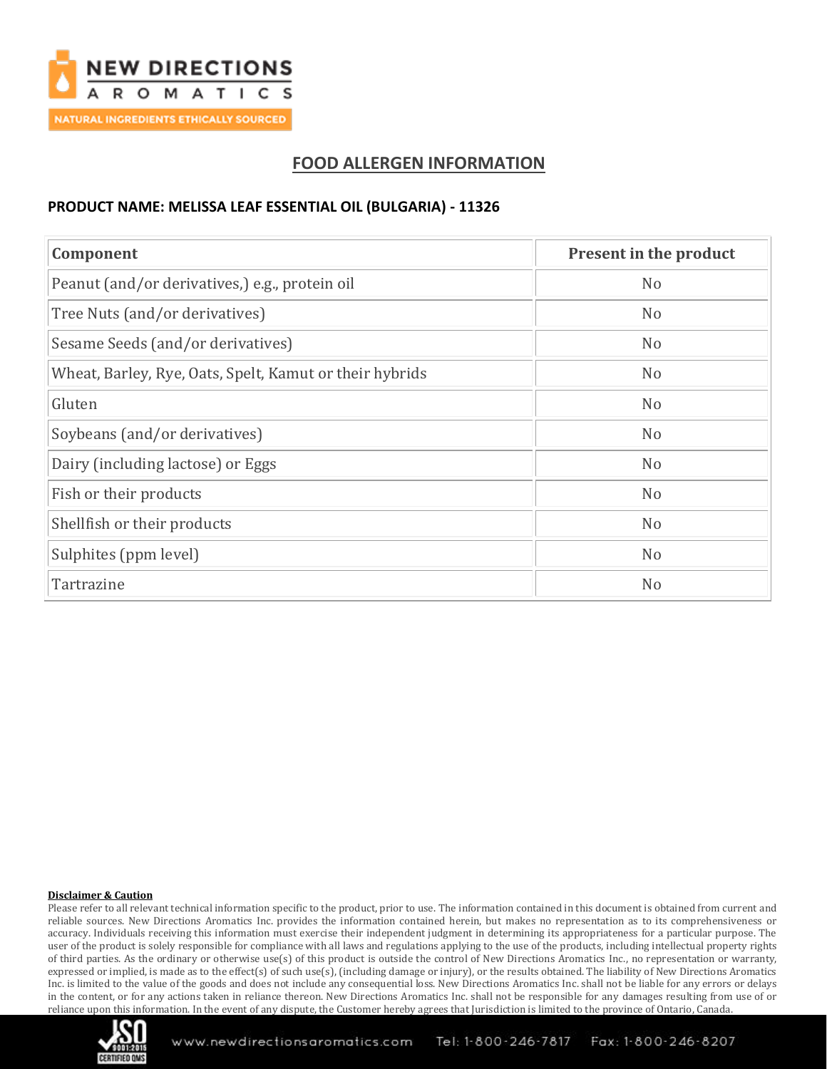# FOOD ALLERGEN INFORMATION

**PRODUCT NAME: MELISSA LEAF ESSENTIAL OIL (BULGARIA) - 11326**

| Component | Present in the product |
|---|---|
| Peanut (and/or derivatives,) e.g., protein oil | No |
| Tree Nuts (and/or derivatives) | No |
| Sesame Seeds (and/or derivatives) | No |
| Wheat, Barley, Rye, Oats, Spelt, Kamut or their hybrids | No |
| Gluten | No |
| Soybeans (and/or derivatives) | No |
| Dairy (including lactose) or Eggs | No |
| Fish or their products | No |
| Shellfish or their products | No |
| Sulphites (ppm level) | No |
| Tartrazine | No |

**Disclaimer & Caution**

Please refer to all relevant technical information specific to the product, prior to use. The information contained in this document is obtained from current and reliable sources. New Directions Aromatics Inc. provides the information contained herein, but makes no representation as to its comprehensiveness or accuracy. Individuals receiving this information must exercise their independent judgment in determining its appropriateness for a particular purpose. The user of the product is solely responsible for compliance with all laws and regulations applying to the use of the products, including intellectual property rights of third parties. As the ordinary or otherwise use(s) of this product is outside the control of New Directions Aromatics Inc., no representation or warranty, expressed or implied, is made as to the effect(s) of such use(s), (including damage or injury), or the results obtained. The liability of New Directions Aromatics Inc. is limited to the value of the goods and does not include any consequential loss. New Directions Aromatics Inc. shall not be liable for any errors or delays in the content, or for any actions taken in reliance thereon. New Directions Aromatics Inc. shall not be responsible for any damages resulting from use of or reliance upon this information. In the event of any dispute, the Customer hereby agrees that Jurisdiction is limited to the province of Ontario, Canada.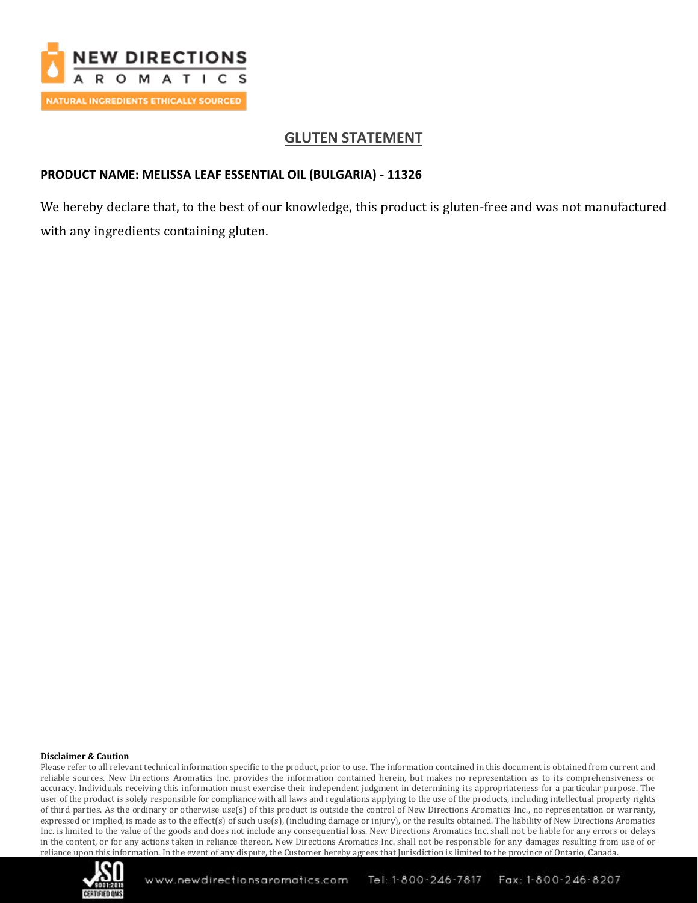NEW DIRECTIONS AROMATICS

NATURAL INGREDIENTS ETHICALLY SOURCED

## GLUTEN STATEMENT

**PRODUCT NAME: MELISSA LEAF ESSENTIAL OIL (BULGARIA) - 11326**

We hereby declare that, to the best of our knowledge, this product is gluten-free and was not manufactured with any ingredients containing gluten.

**Disclaimer & Caution**

Please refer to all relevant technical information specific to the product, prior to use. The information contained in this document is obtained from current and reliable sources. New Directions Aromatics Inc. provides the information contained herein, but makes no representation as to its comprehensiveness or accuracy. Individuals receiving this information must exercise their independent judgment in determining its appropriateness for a particular purpose. The user of the product is solely responsible for compliance with all laws and regulations applying to the use of the products, including intellectual property rights of third parties. As the ordinary or otherwise use(s) of this product is outside the control of New Directions Aromatics Inc., no representation or warranty, expressed or implied, is made as to the effect(s) of such use(s), (including damage or injury), or the results obtained. The liability of New Directions Aromatics Inc. is limited to the value of the goods and does not include any consequential loss. New Directions Aromatics Inc. shall not be liable for any errors or delays in the content, or for any actions taken in reliance thereon. New Directions Aromatics Inc. shall not be responsible for any damages resulting from use of or reliance upon this information. In the event of any dispute, the Customer hereby agrees that Jurisdiction is limited to the province of Ontario, Canada.

www.newdirectionsaromatics.com Tel: 1-800-246-7817 Fax: 1-800-246-8207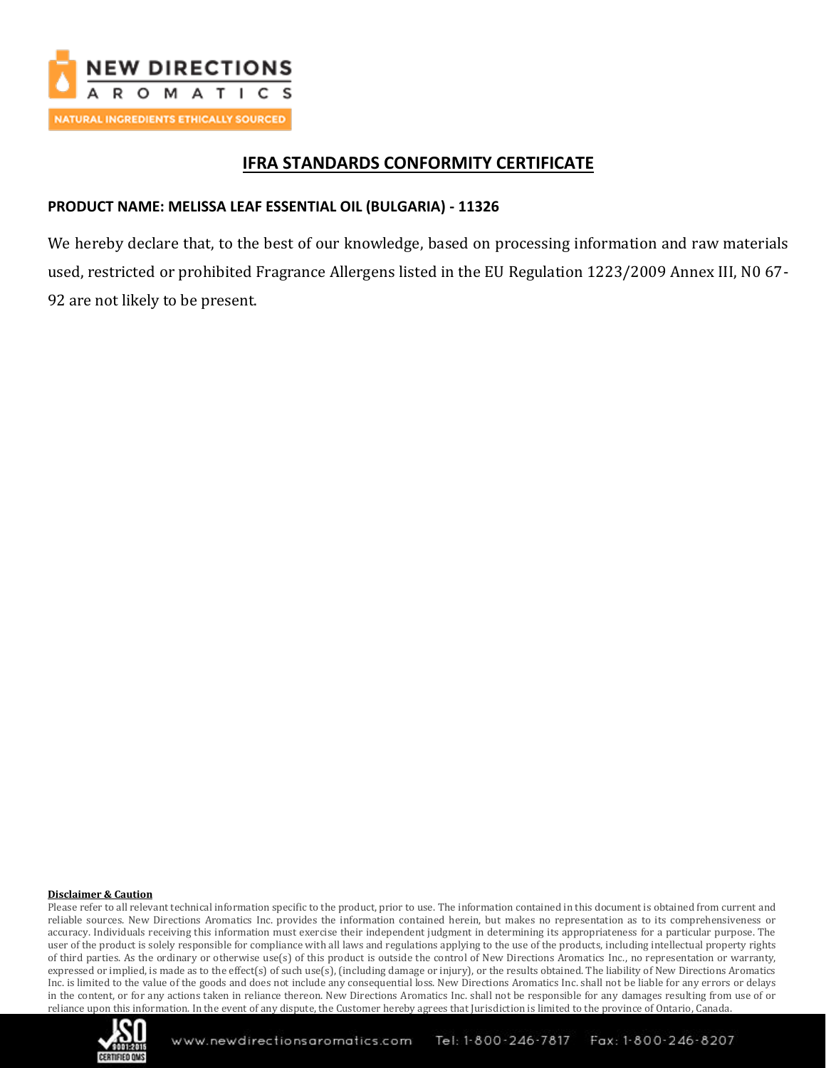# IFRA STANDARDS CONFORMITY CERTIFICATE

**PRODUCT NAME: MELISSA LEAF ESSENTIAL OIL (BULGARIA) - 11326**

We hereby declare that, to the best of our knowledge, based on processing information and raw materials used, restricted or prohibited Fragrance Allergens listed in the EU Regulation 1223/2009 Annex III, N0 67-92 are not likely to be present.

**Disclaimer & Caution**

Please refer to all relevant technical information specific to the product, prior to use. The information contained in this document is obtained from current and reliable sources. New Directions Aromatics Inc. provides the information contained herein, but makes no representation as to its comprehensiveness or accuracy. Individuals receiving this information must exercise their independent judgment in determining its appropriateness for a particular purpose. The user of the product is solely responsible for compliance with all laws and regulations applying to the use of the products, including intellectual property rights of third parties. As the ordinary or otherwise use(s) of this product is outside the control of New Directions Aromatics Inc., no representation or warranty, expressed or implied, is made as to the effect(s) of such use(s), (including damage or injury), or the results obtained. The liability of New Directions Aromatics Inc. is limited to the value of the goods and does not include any consequential loss. New Directions Aromatics Inc. shall not be liable for any errors or delays in the content, or for any actions taken in reliance thereon. New Directions Aromatics Inc. shall not be responsible for any damages resulting from use of or reliance upon this information. In the event of any dispute, the Customer hereby agrees that Jurisdiction is limited to the province of Ontario, Canada.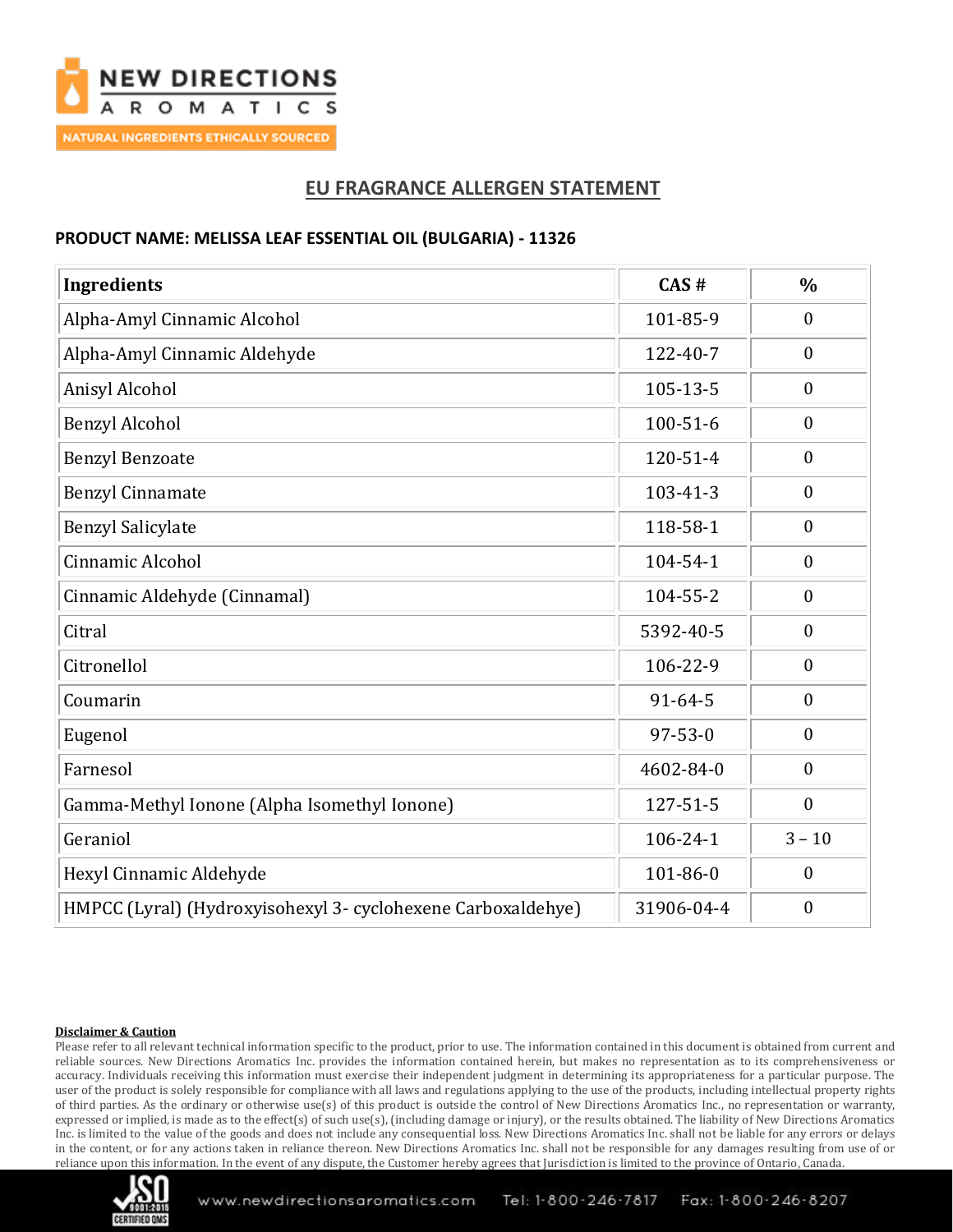NEW DIRECTIONS AROMATICS

NATURAL INGREDIENTS ETHICALLY SOURCED

## EU FRAGRANCE ALLERGEN STATEMENT

**PRODUCT NAME: MELISSA LEAF ESSENTIAL OIL (BULGARIA) - 11326**

| Ingredients | CAS # | % |
|---|---|---|
| Alpha-Amyl Cinnamic Alcohol | 101-85-9 | 0 |
| Alpha-Amyl Cinnamic Aldehyde | 122-40-7 | 0 |
| Anisyl Alcohol | 105-13-5 | 0 |
| Benzyl Alcohol | 100-51-6 | 0 |
| Benzyl Benzoate | 120-51-4 | 0 |
| Benzyl Cinnamate | 103-41-3 | 0 |
| Benzyl Salicylate | 118-58-1 | 0 |
| Cinnamic Alcohol | 104-54-1 | 0 |
| Cinnamic Aldehyde (Cinnamal) | 104-55-2 | 0 |
| Citral | 5392-40-5 | 0 |
| Citronellol | 106-22-9 | 0 |
| Coumarin | 91-64-5 | 0 |
| Eugenol | 97-53-0 | 0 |
| Farnesol | 4602-84-0 | 0 |
| Gamma-Methyl Ionone (Alpha Isomethyl Ionone) | 127-51-5 | 0 |
| Geraniol | 106-24-1 | 3 – 10 |
| Hexyl Cinnamic Aldehyde | 101-86-0 | 0 |
| HMPCC (Lyral) (Hydroxyisohexyl 3- cyclohexene Carboxaldehye) | 31906-04-4 | 0 |

**Disclaimer & Caution**

Please refer to all relevant technical information specific to the product, prior to use. The information contained in this document is obtained from current and reliable sources. New Directions Aromatics Inc. provides the information contained herein, but makes no representation as to its comprehensiveness or accuracy. Individuals receiving this information must exercise their independent judgment in determining its appropriateness for a particular purpose. The user of the product is solely responsible for compliance with all laws and regulations applying to the use of the products, including intellectual property rights of third parties. As the ordinary or otherwise use(s) of this product is outside the control of New Directions Aromatics Inc., no representation or warranty, expressed or implied, is made as to the effect(s) of such use(s), (including damage or injury), or the results obtained. The liability of New Directions Aromatics Inc. is limited to the value of the goods and does not include any consequential loss. New Directions Aromatics Inc. shall not be liable for any errors or delays in the content, or for any actions taken in reliance thereon. New Directions Aromatics Inc. shall not be responsible for any damages resulting from use of or reliance upon this information. In the event of any dispute, the Customer hereby agrees that Jurisdiction is limited to the province of Ontario, Canada.

www.newdirectionsaromatics.com Tel: 1-800-246-7817 Fax: 1-800-246-8207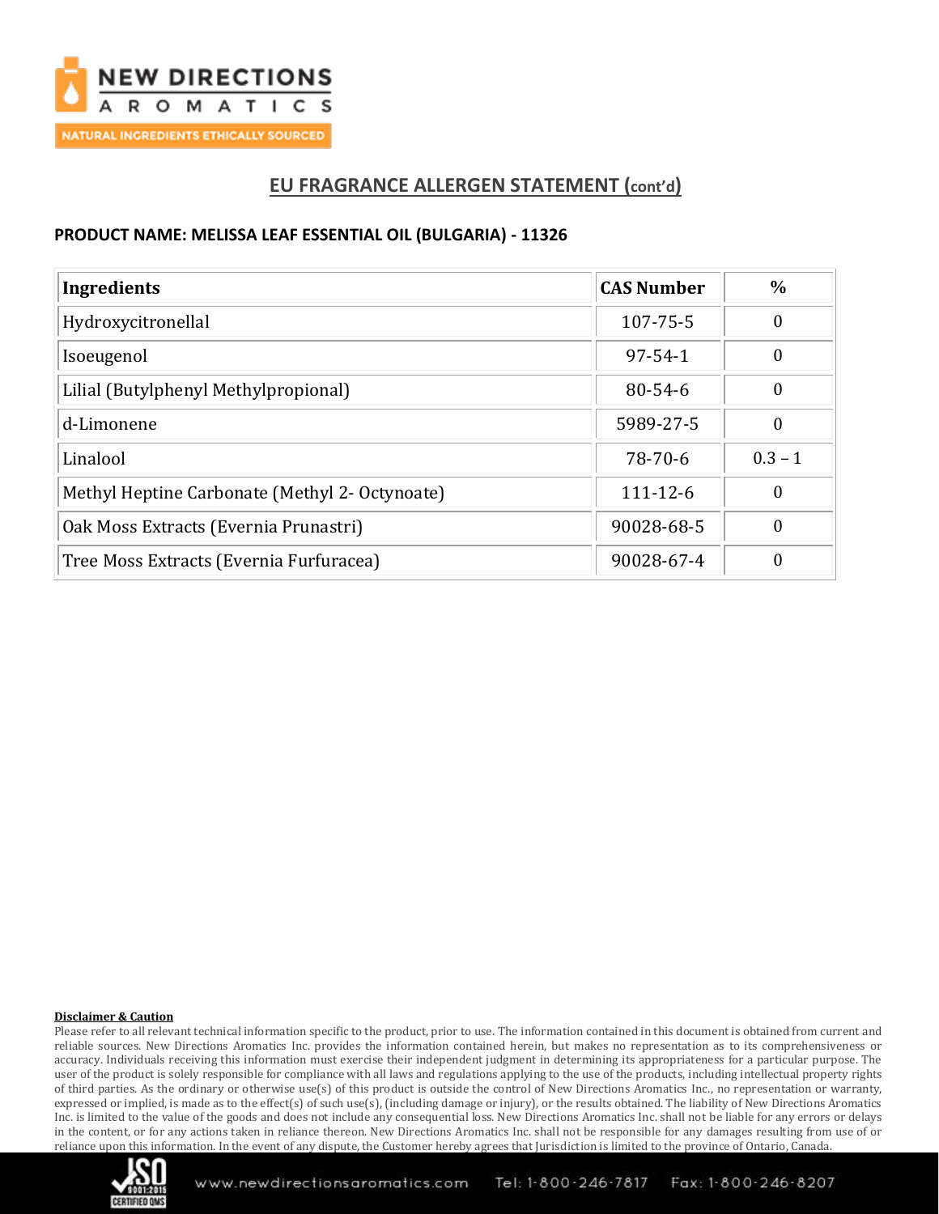## EU FRAGRANCE ALLERGEN STATEMENT (cont'd)

**PRODUCT NAME: MELISSA LEAF ESSENTIAL OIL (BULGARIA) - 11326**

| Ingredients | CAS Number | % |
|---|---|---|
| Hydroxycitronellal | 107-75-5 | 0 |
| Isoeugenol | 97-54-1 | 0 |
| Lilial (Butylphenyl Methylpropional) | 80-54-6 | 0 |
| d-Limonene | 5989-27-5 | 0 |
| Linalool | 78-70-6 | 0.3 – 1 |
| Methyl Heptine Carbonate (Methyl 2- Octynoate) | 111-12-6 | 0 |
| Oak Moss Extracts (Evernia Prunastri) | 90028-68-5 | 0 |
| Tree Moss Extracts (Evernia Furfuracea) | 90028-67-4 | 0 |

**Disclaimer & Caution**

Please refer to all relevant technical information specific to the product, prior to use. The information contained in this document is obtained from current and reliable sources. New Directions Aromatics Inc. provides the information contained herein, but makes no representation as to its comprehensiveness or accuracy. Individuals receiving this information must exercise their independent judgment in determining its appropriateness for a particular purpose. The user of the product is solely responsible for compliance with all laws and regulations applying to the use of the products, including intellectual property rights of third parties. As the ordinary or otherwise use(s) of this product is outside the control of New Directions Aromatics Inc., no representation or warranty, expressed or implied, is made as to the effect(s) of such use(s), (including damage or injury), or the results obtained. The liability of New Directions Aromatics Inc. is limited to the value of the goods and does not include any consequential loss. New Directions Aromatics Inc. shall not be liable for any errors or delays in the content, or for any actions taken in reliance thereon. New Directions Aromatics Inc. shall not be responsible for any damages resulting from use of or reliance upon this information. In the event of any dispute, the Customer hereby agrees that Jurisdiction is limited to the province of Ontario, Canada.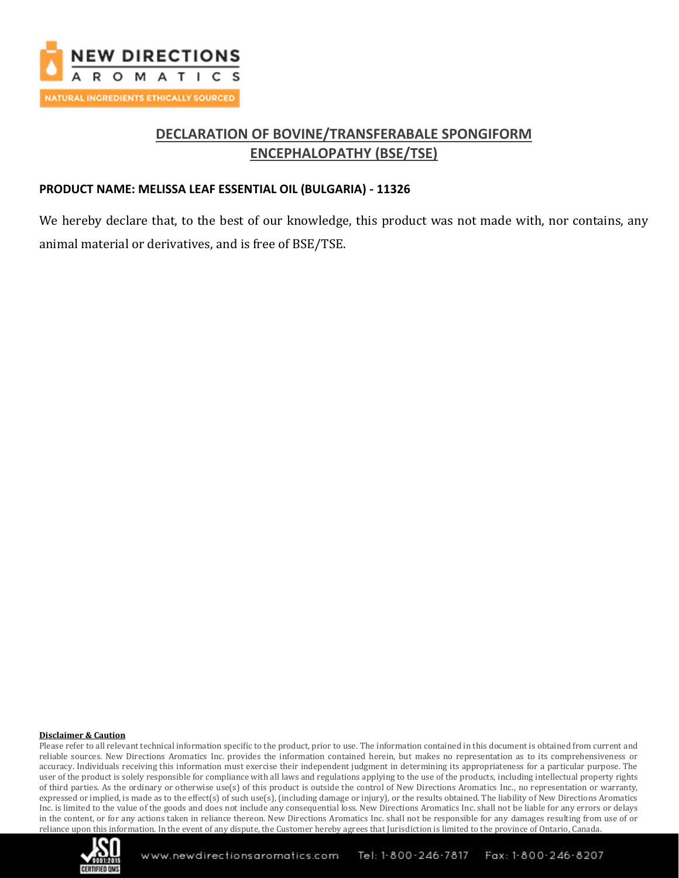## DECLARATION OF BOVINE/TRANSFERABALE SPONGIFORM ENCEPHALOPATHY (BSE/TSE)

**PRODUCT NAME: MELISSA LEAF ESSENTIAL OIL (BULGARIA) - 11326**

We hereby declare that, to the best of our knowledge, this product was not made with, nor contains, any animal material or derivatives, and is free of BSE/TSE.

**Disclaimer & Caution**

Please refer to all relevant technical information specific to the product, prior to use. The information contained in this document is obtained from current and reliable sources. New Directions Aromatics Inc. provides the information contained herein, but makes no representation as to its comprehensiveness or accuracy. Individuals receiving this information must exercise their independent judgment in determining its appropriateness for a particular purpose. The user of the product is solely responsible for compliance with all laws and regulations applying to the use of the products, including intellectual property rights of third parties. As the ordinary or otherwise use(s) of this product is outside the control of New Directions Aromatics Inc., no representation or warranty, expressed or implied, is made as to the effect(s) of such use(s), (including damage or injury), or the results obtained. The liability of New Directions Aromatics Inc. is limited to the value of the goods and does not include any consequential loss. New Directions Aromatics Inc. shall not be liable for any errors or delays in the content, or for any actions taken in reliance thereon. New Directions Aromatics Inc. shall not be responsible for any damages resulting from use of or reliance upon this information. In the event of any dispute, the Customer hereby agrees that Jurisdiction is limited to the province of Ontario, Canada.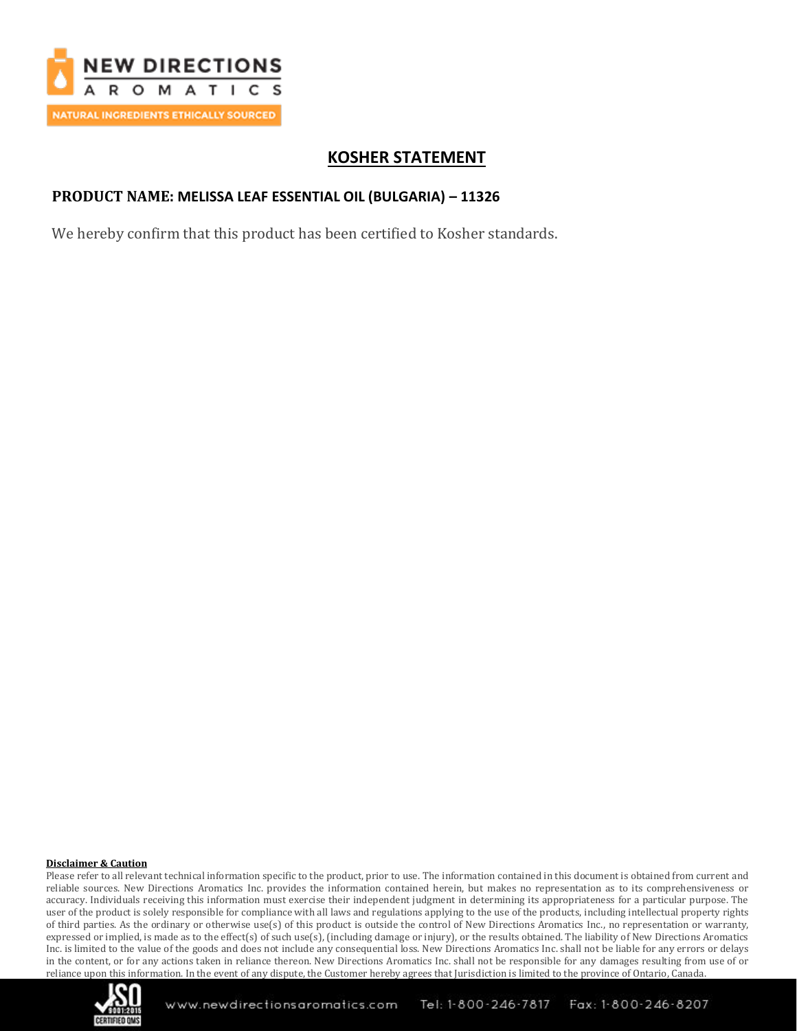# KOSHER STATEMENT

**PRODUCT NAME: MELISSA LEAF ESSENTIAL OIL (BULGARIA) – 11326**

We hereby confirm that this product has been certified to Kosher standards.

**Disclaimer & Caution**

Please refer to all relevant technical information specific to the product, prior to use. The information contained in this document is obtained from current and reliable sources. New Directions Aromatics Inc. provides the information contained herein, but makes no representation as to its comprehensiveness or accuracy. Individuals receiving this information must exercise their independent judgment in determining its appropriateness for a particular purpose. The user of the product is solely responsible for compliance with all laws and regulations applying to the use of the products, including intellectual property rights of third parties. As the ordinary or otherwise use(s) of this product is outside the control of New Directions Aromatics Inc., no representation or warranty, expressed or implied, is made as to the effect(s) of such use(s), (including damage or injury), or the results obtained. The liability of New Directions Aromatics Inc. is limited to the value of the goods and does not include any consequential loss. New Directions Aromatics Inc. shall not be liable for any errors or delays in the content, or for any actions taken in reliance thereon. New Directions Aromatics Inc. shall not be responsible for any damages resulting from use of or reliance upon this information. In the event of any dispute, the Customer hereby agrees that Jurisdiction is limited to the province of Ontario, Canada.

www.newdirectionsaromatics.com Tel: 1-800-246-7817 Fax: 1-800-246-8207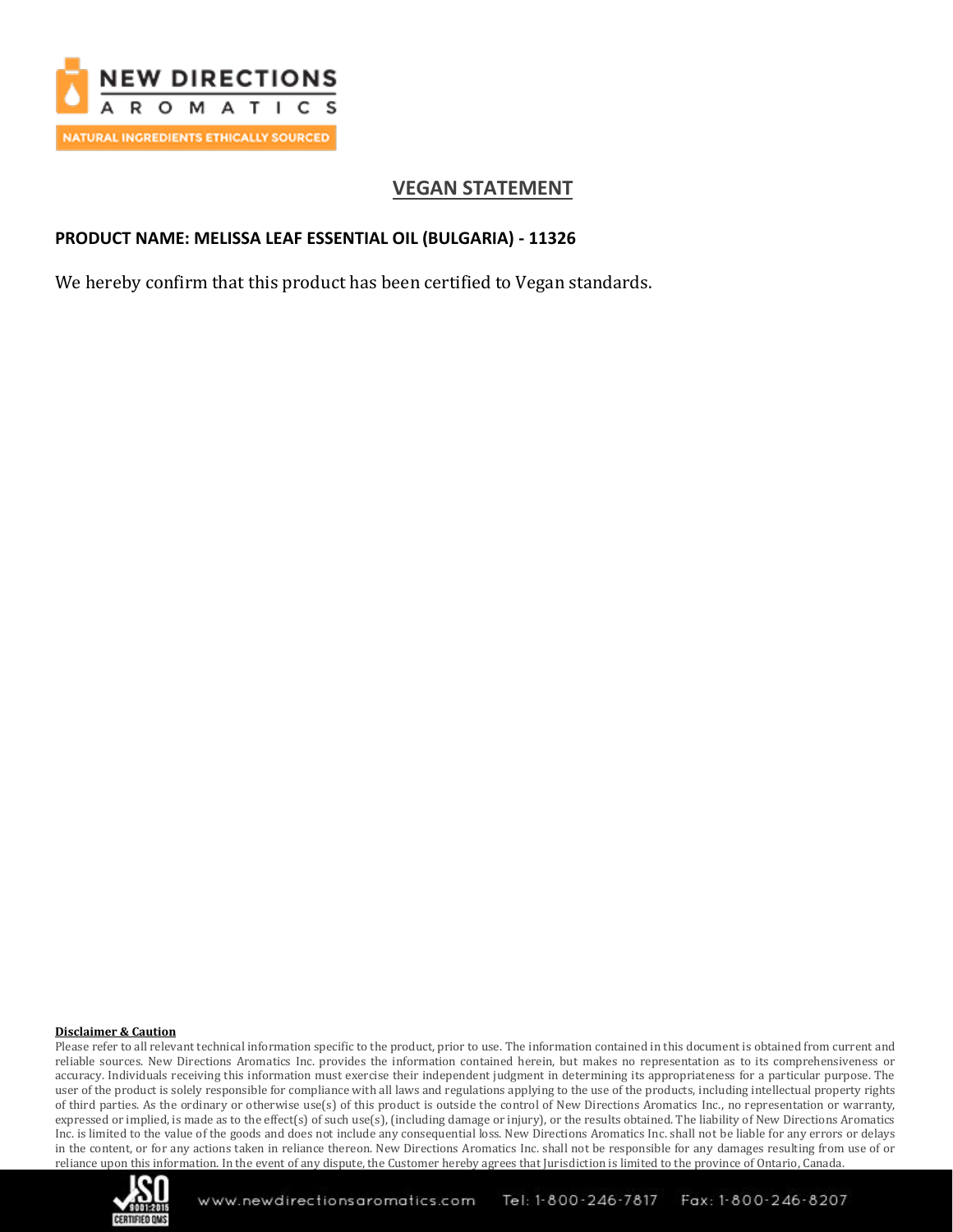# VEGAN STATEMENT

**PRODUCT NAME: MELISSA LEAF ESSENTIAL OIL (BULGARIA) - 11326**

We hereby confirm that this product has been certified to Vegan standards.

**Disclaimer & Caution**

Please refer to all relevant technical information specific to the product, prior to use. The information contained in this document is obtained from current and reliable sources. New Directions Aromatics Inc. provides the information contained herein, but makes no representation as to its comprehensiveness or accuracy. Individuals receiving this information must exercise their independent judgment in determining its appropriateness for a particular purpose. The user of the product is solely responsible for compliance with all laws and regulations applying to the use of the products, including intellectual property rights of third parties. As the ordinary or otherwise use(s) of this product is outside the control of New Directions Aromatics Inc., no representation or warranty, expressed or implied, is made as to the effect(s) of such use(s), (including damage or injury), or the results obtained. The liability of New Directions Aromatics Inc. is limited to the value of the goods and does not include any consequential loss. New Directions Aromatics Inc. shall not be liable for any errors or delays in the content, or for any actions taken in reliance thereon. New Directions Aromatics Inc. shall not be responsible for any damages resulting from use of or reliance upon this information. In the event of any dispute, the Customer hereby agrees that Jurisdiction is limited to the province of Ontario, Canada.

www.newdirectionsaromatics.com Tel: 1-800-246-7817 Fax: 1-800-246-8207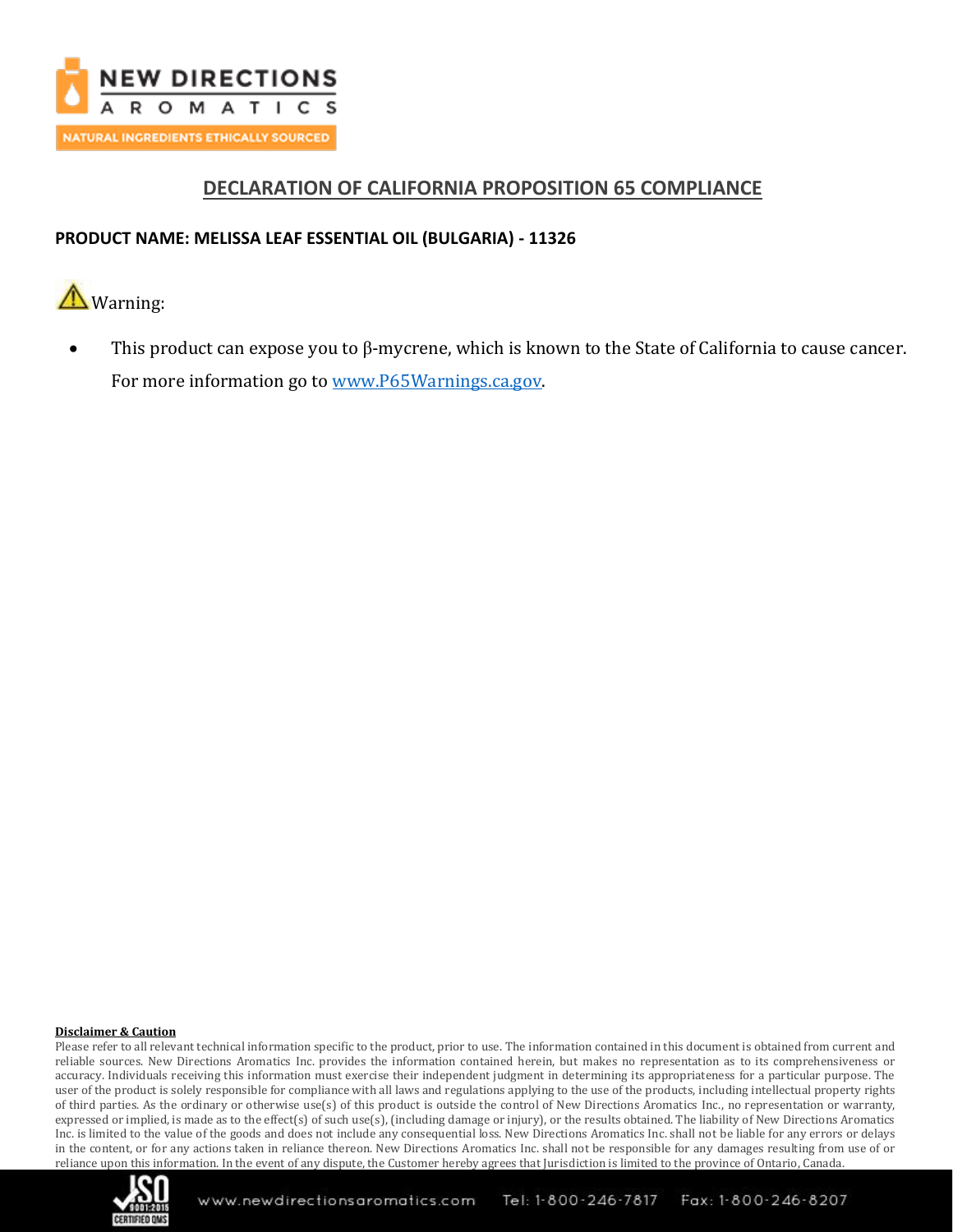# DECLARATION OF CALIFORNIA PROPOSITION 65 COMPLIANCE

**PRODUCT NAME: MELISSA LEAF ESSENTIAL OIL (BULGARIA) - 11326**

⚠ Warning:

- This product can expose you to β-mycrene, which is known to the State of California to cause cancer. For more information go to www.P65Warnings.ca.gov.

**Disclaimer & Caution**

Please refer to all relevant technical information specific to the product, prior to use. The information contained in this document is obtained from current and reliable sources. New Directions Aromatics Inc. provides the information contained herein, but makes no representation as to its comprehensiveness or accuracy. Individuals receiving this information must exercise their independent judgment in determining its appropriateness for a particular purpose. The user of the product is solely responsible for compliance with all laws and regulations applying to the use of the products, including intellectual property rights of third parties. As the ordinary or otherwise use(s) of this product is outside the control of New Directions Aromatics Inc., no representation or warranty, expressed or implied, is made as to the effect(s) of such use(s), (including damage or injury), or the results obtained. The liability of New Directions Aromatics Inc. is limited to the value of the goods and does not include any consequential loss. New Directions Aromatics Inc. shall not be liable for any errors or delays in the content, or for any actions taken in reliance thereon. New Directions Aromatics Inc. shall not be responsible for any damages resulting from use of or reliance upon this information. In the event of any dispute, the Customer hereby agrees that Jurisdiction is limited to the province of Ontario, Canada.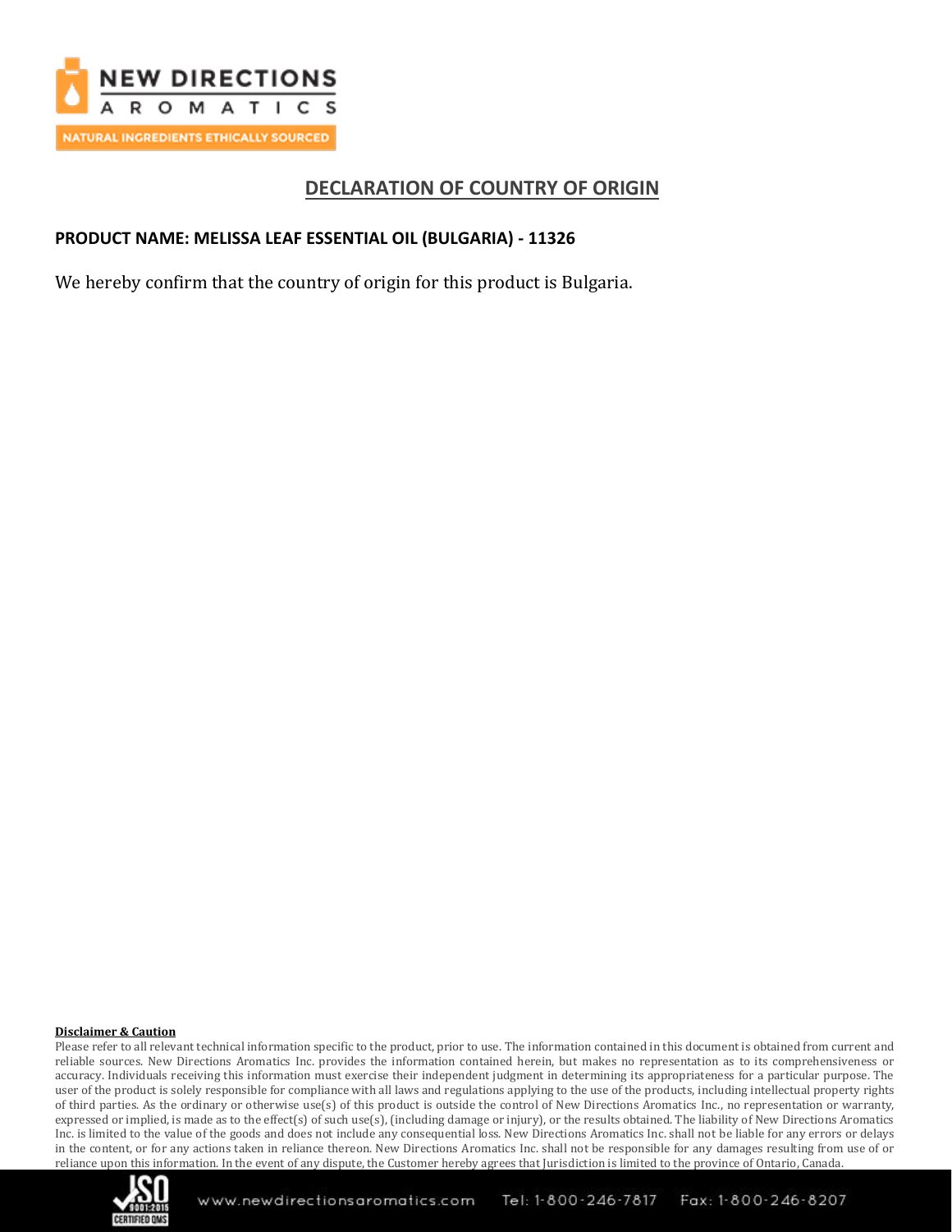NEW DIRECTIONS AROMATICS

NATURAL INGREDIENTS ETHICALLY SOURCED

## DECLARATION OF COUNTRY OF ORIGIN

**PRODUCT NAME: MELISSA LEAF ESSENTIAL OIL (BULGARIA) - 11326**

We hereby confirm that the country of origin for this product is Bulgaria.

**Disclaimer & Caution**

Please refer to all relevant technical information specific to the product, prior to use. The information contained in this document is obtained from current and reliable sources. New Directions Aromatics Inc. provides the information contained herein, but makes no representation as to its comprehensiveness or accuracy. Individuals receiving this information must exercise their independent judgment in determining its appropriateness for a particular purpose. The user of the product is solely responsible for compliance with all laws and regulations applying to the use of the products, including intellectual property rights of third parties. As the ordinary or otherwise use(s) of this product is outside the control of New Directions Aromatics Inc., no representation or warranty, expressed or implied, is made as to the effect(s) of such use(s), (including damage or injury), or the results obtained. The liability of New Directions Aromatics Inc. is limited to the value of the goods and does not include any consequential loss. New Directions Aromatics Inc. shall not be liable for any errors or delays in the content, or for any actions taken in reliance thereon. New Directions Aromatics Inc. shall not be responsible for any damages resulting from use of or reliance upon this information. In the event of any dispute, the Customer hereby agrees that Jurisdiction is limited to the province of Ontario, Canada.

ISO 9001:2015 CERTIFIED QMS

www.newdirectionsaromatics.com Tel: 1-800-246-7817 Fax: 1-800-246-8207